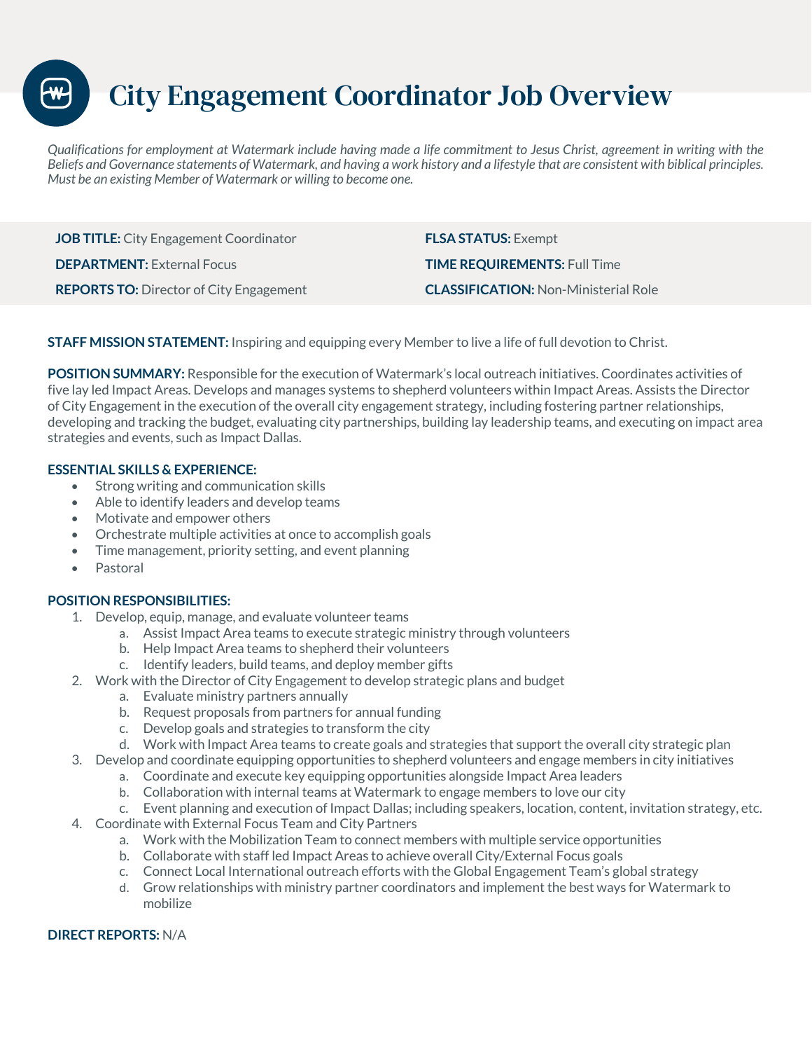# City Engagement Coordinator Job Overview

*Qualifications for employment at Watermark include having made a life commitment to Jesus Christ, agreement in writing with the Beliefs and Governance statements of Watermark, and having a work history and a lifestyle that are consistent with biblical principles. Must be an existing Member of Watermark or willing to become one.*

**JOB TITLE:** City Engagement Coordinator

**DEPARTMENT:** External Focus

**REPORTS TO:** Director of City Engagement

**FLSA STATUS:** Exempt

**TIME REQUIREMENTS:** Full Time

**CLASSIFICATION:** Non-Ministerial Role

**STAFF MISSION STATEMENT:** Inspiring and equipping every Member to live a life of full devotion to Christ.

**POSITION SUMMARY:** Responsible for the execution of Watermark's local outreach initiatives. Coordinates activities of five lay led Impact Areas. Develops and manages systems to shepherd volunteers within Impact Areas. Assists the Director of City Engagement in the execution of the overall city engagement strategy, including fostering partner relationships, developing and tracking the budget, evaluating city partnerships, building lay leadership teams, and executing on impact area strategies and events, such as Impact Dallas.

**ESSENTIAL SKILLS & EXPERIENCE:**

- Strong writing and communication skills
- Able to identify leaders and develop teams
- Motivate and empower others
- Orchestrate multiple activities at once to accomplish goals
- Time management, priority setting, and event planning
- Pastoral

**POSITION RESPONSIBILITIES:**

1. Develop, equip, manage, and evaluate volunteer teams
   a. Assist Impact Area teams to execute strategic ministry through volunteers
   b. Help Impact Area teams to shepherd their volunteers
   c. Identify leaders, build teams, and deploy member gifts
2. Work with the Director of City Engagement to develop strategic plans and budget
   a. Evaluate ministry partners annually
   b. Request proposals from partners for annual funding
   c. Develop goals and strategies to transform the city
   d. Work with Impact Area teams to create goals and strategies that support the overall city strategic plan
3. Develop and coordinate equipping opportunities to shepherd volunteers and engage members in city initiatives
   a. Coordinate and execute key equipping opportunities alongside Impact Area leaders
   b. Collaboration with internal teams at Watermark to engage members to love our city
   c. Event planning and execution of Impact Dallas; including speakers, location, content, invitation strategy, etc.
4. Coordinate with External Focus Team and City Partners
   a. Work with the Mobilization Team to connect members with multiple service opportunities
   b. Collaborate with staff led Impact Areas to achieve overall City/External Focus goals
   c. Connect Local International outreach efforts with the Global Engagement Team's global strategy
   d. Grow relationships with ministry partner coordinators and implement the best ways for Watermark to mobilize

**DIRECT REPORTS:** N/A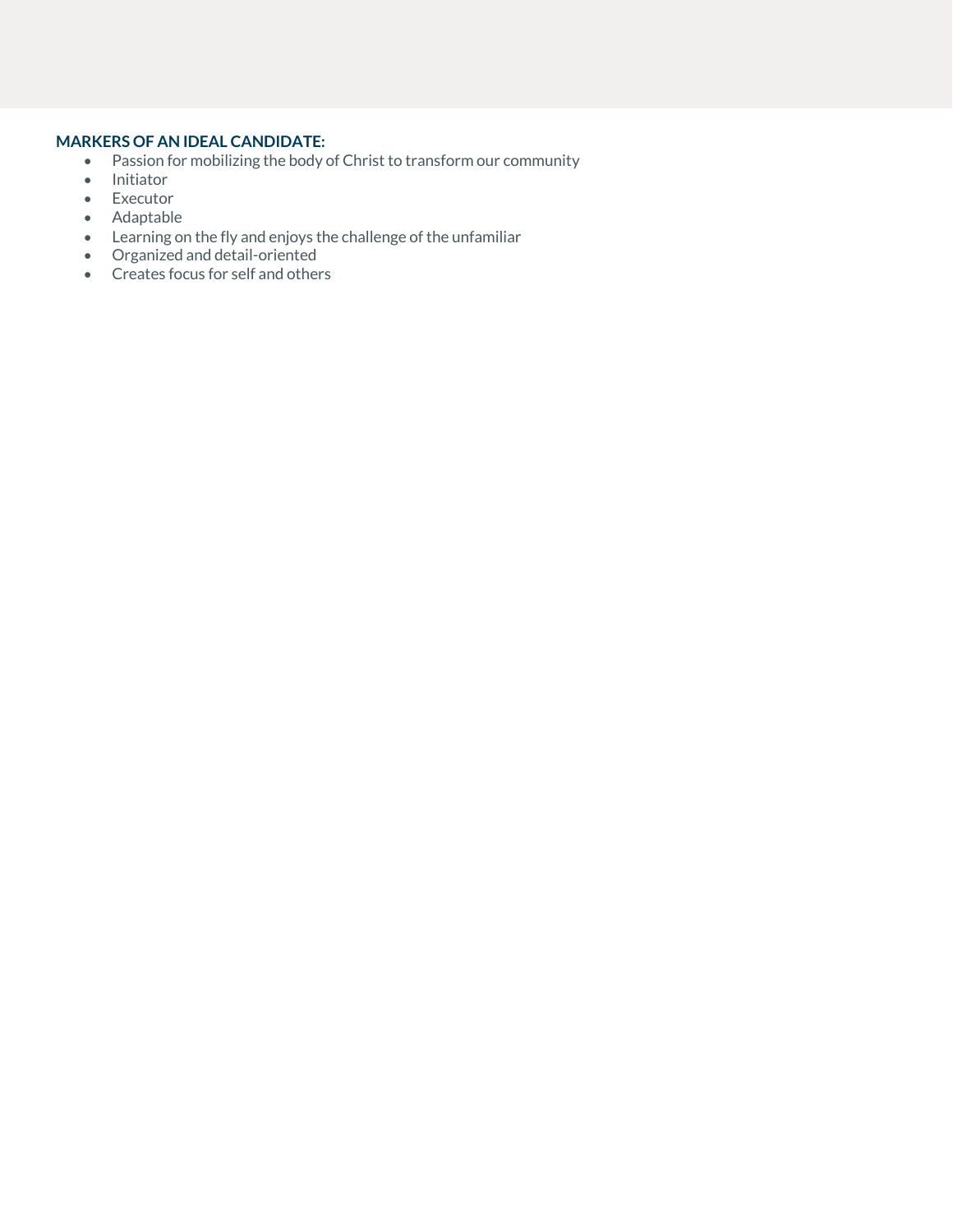**MARKERS OF AN IDEAL CANDIDATE:**

- Passion for mobilizing the body of Christ to transform our community
- Initiator
- Executor
- Adaptable
- Learning on the fly and enjoys the challenge of the unfamiliar
- Organized and detail-oriented
- Creates focus for self and others